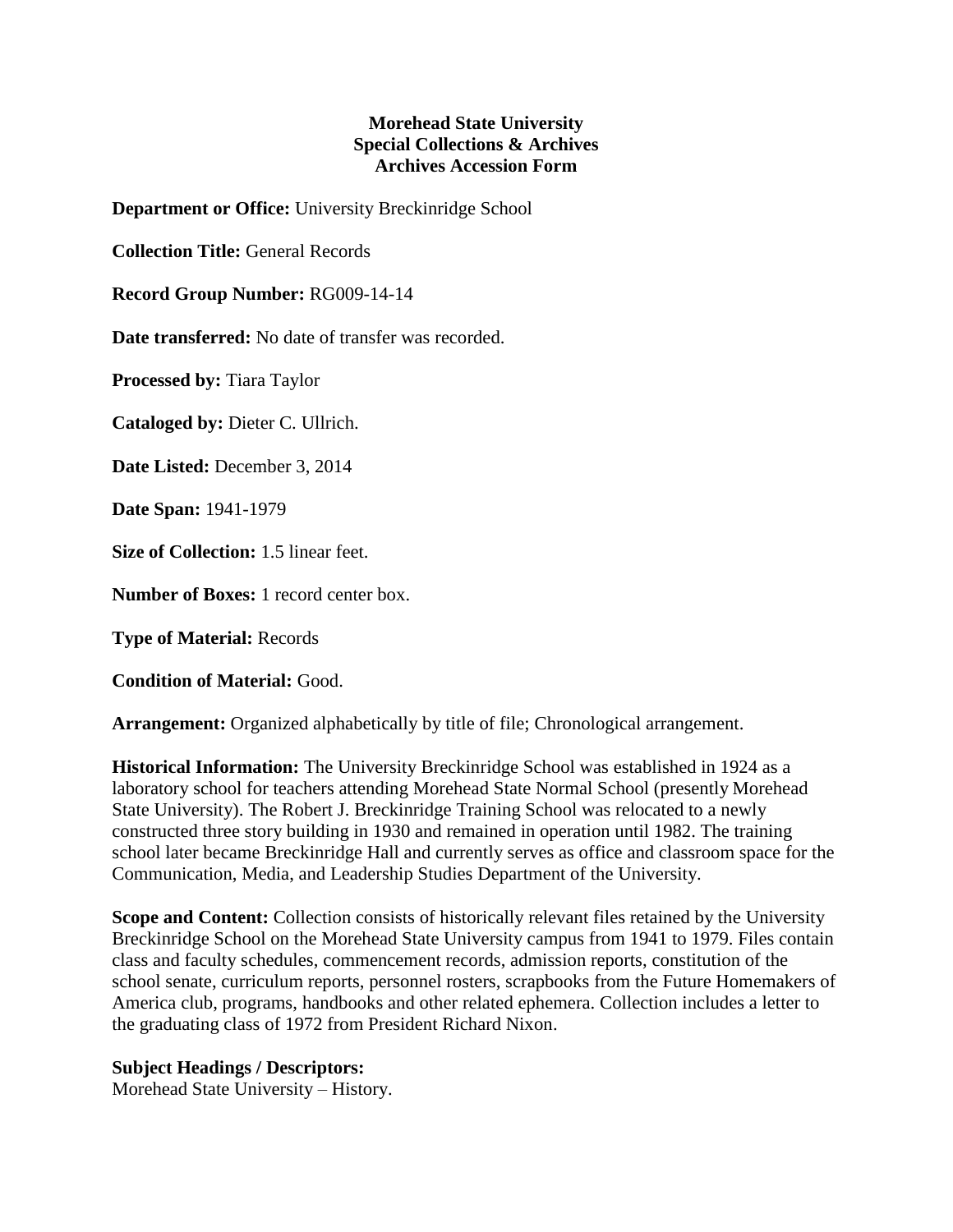**Morehead State University**
**Special Collections & Archives**
**Archives Accession Form**

**Department or Office:** University Breckinridge School

**Collection Title:** General Records

**Record Group Number:** RG009-14-14

**Date transferred:** No date of transfer was recorded.

**Processed by:** Tiara Taylor

**Cataloged by:** Dieter C. Ullrich.

**Date Listed:** December 3, 2014

**Date Span:** 1941-1979

**Size of Collection:** 1.5 linear feet.

**Number of Boxes:** 1 record center box.

**Type of Material:** Records

**Condition of Material:** Good.

**Arrangement:** Organized alphabetically by title of file; Chronological arrangement.

**Historical Information:** The University Breckinridge School was established in 1924 as a laboratory school for teachers attending Morehead State Normal School (presently Morehead State University). The Robert J. Breckinridge Training School was relocated to a newly constructed three story building in 1930 and remained in operation until 1982. The training school later became Breckinridge Hall and currently serves as office and classroom space for the Communication, Media, and Leadership Studies Department of the University.

**Scope and Content:** Collection consists of historically relevant files retained by the University Breckinridge School on the Morehead State University campus from 1941 to 1979. Files contain class and faculty schedules, commencement records, admission reports, constitution of the school senate, curriculum reports, personnel rosters, scrapbooks from the Future Homemakers of America club, programs, handbooks and other related ephemera. Collection includes a letter to the graduating class of 1972 from President Richard Nixon.

**Subject Headings / Descriptors:**
Morehead State University – History.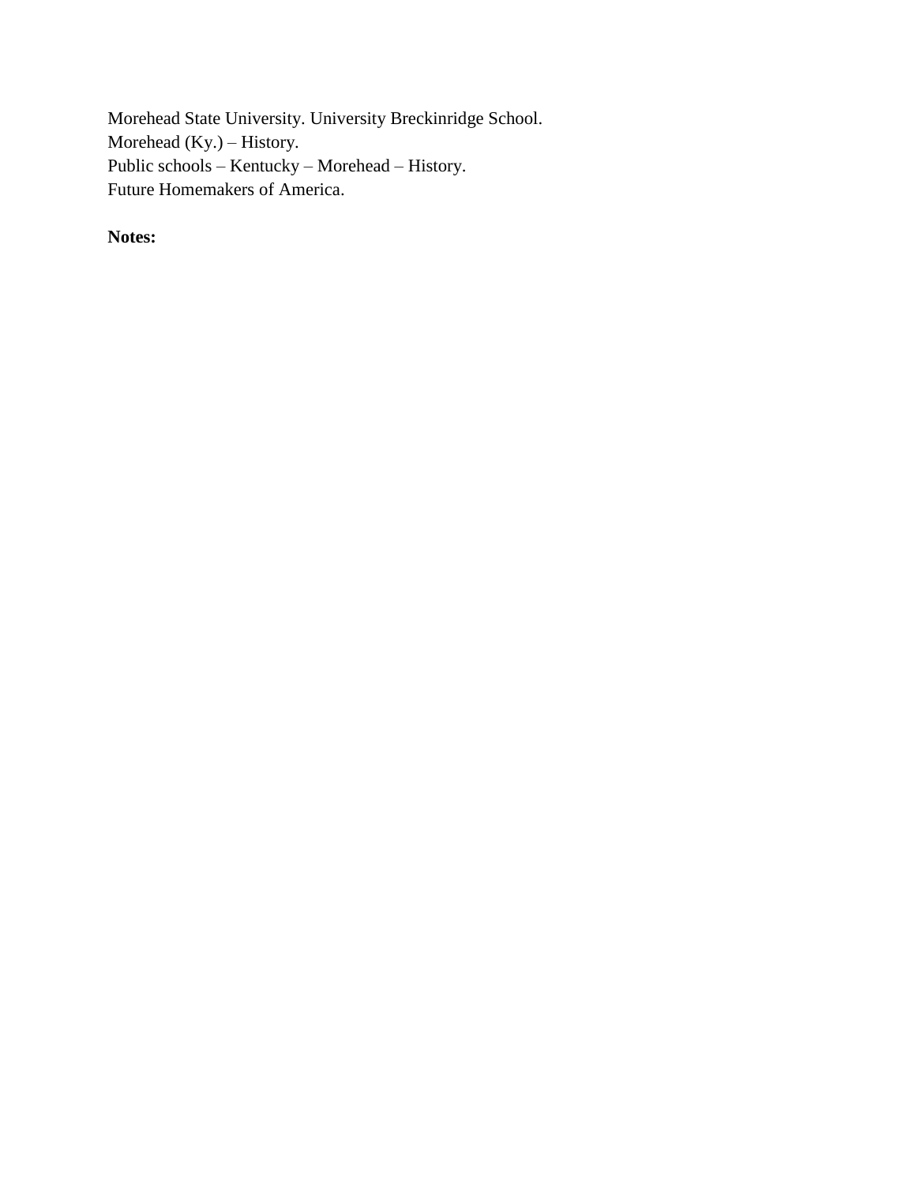Morehead State University. University Breckinridge School.
Morehead (Ky.) – History.
Public schools – Kentucky – Morehead – History.
Future Homemakers of America.

**Notes:**